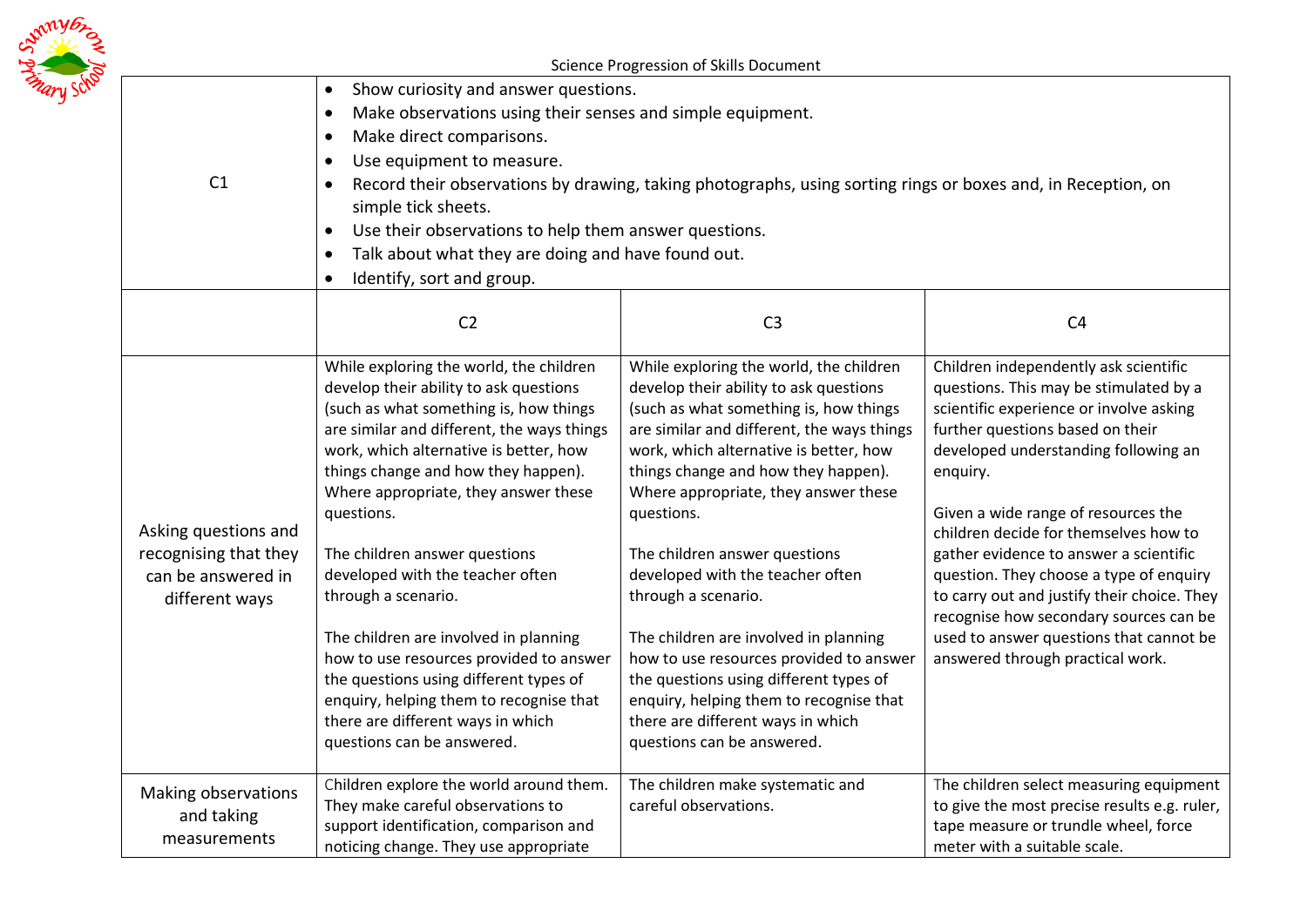Science Progression of Skills Document

| C1 | Show curiosity and answer questions.<br>Make observations using their senses and simple equipment.<br>Make direct comparisons.<br>Use equipment to measure.<br>Record their observations by drawing, taking photographs, using sorting rings or boxes and, in Reception, on simple tick sheets.<br>Use their observations to help them answer questions.<br>Talk about what they are doing and have found out.<br>Identify, sort and group. | | |
|---|---|---|---|
| | C2 | C3 | C4 |
| Asking questions and recognising that they can be answered in different ways | While exploring the world, the children develop their ability to ask questions (such as what something is, how things are similar and different, the ways things work, which alternative is better, how things change and how they happen). Where appropriate, they answer these questions.<br><br>The children answer questions developed with the teacher often through a scenario.<br><br>The children are involved in planning how to use resources provided to answer the questions using different types of enquiry, helping them to recognise that there are different ways in which questions can be answered. | While exploring the world, the children develop their ability to ask questions (such as what something is, how things are similar and different, the ways things work, which alternative is better, how things change and how they happen). Where appropriate, they answer these questions.<br><br>The children answer questions developed with the teacher often through a scenario.<br><br>The children are involved in planning how to use resources provided to answer the questions using different types of enquiry, helping them to recognise that there are different ways in which questions can be answered. | Children independently ask scientific questions. This may be stimulated by a scientific experience or involve asking further questions based on their developed understanding following an enquiry.<br><br>Given a wide range of resources the children decide for themselves how to gather evidence to answer a scientific question. They choose a type of enquiry to carry out and justify their choice. They recognise how secondary sources can be used to answer questions that cannot be answered through practical work. |
| Making observations and taking measurements | Children explore the world around them. They make careful observations to support identification, comparison and noticing change. They use appropriate | The children make systematic and careful observations. | The children select measuring equipment to give the most precise results e.g. ruler, tape measure or trundle wheel, force meter with a suitable scale. |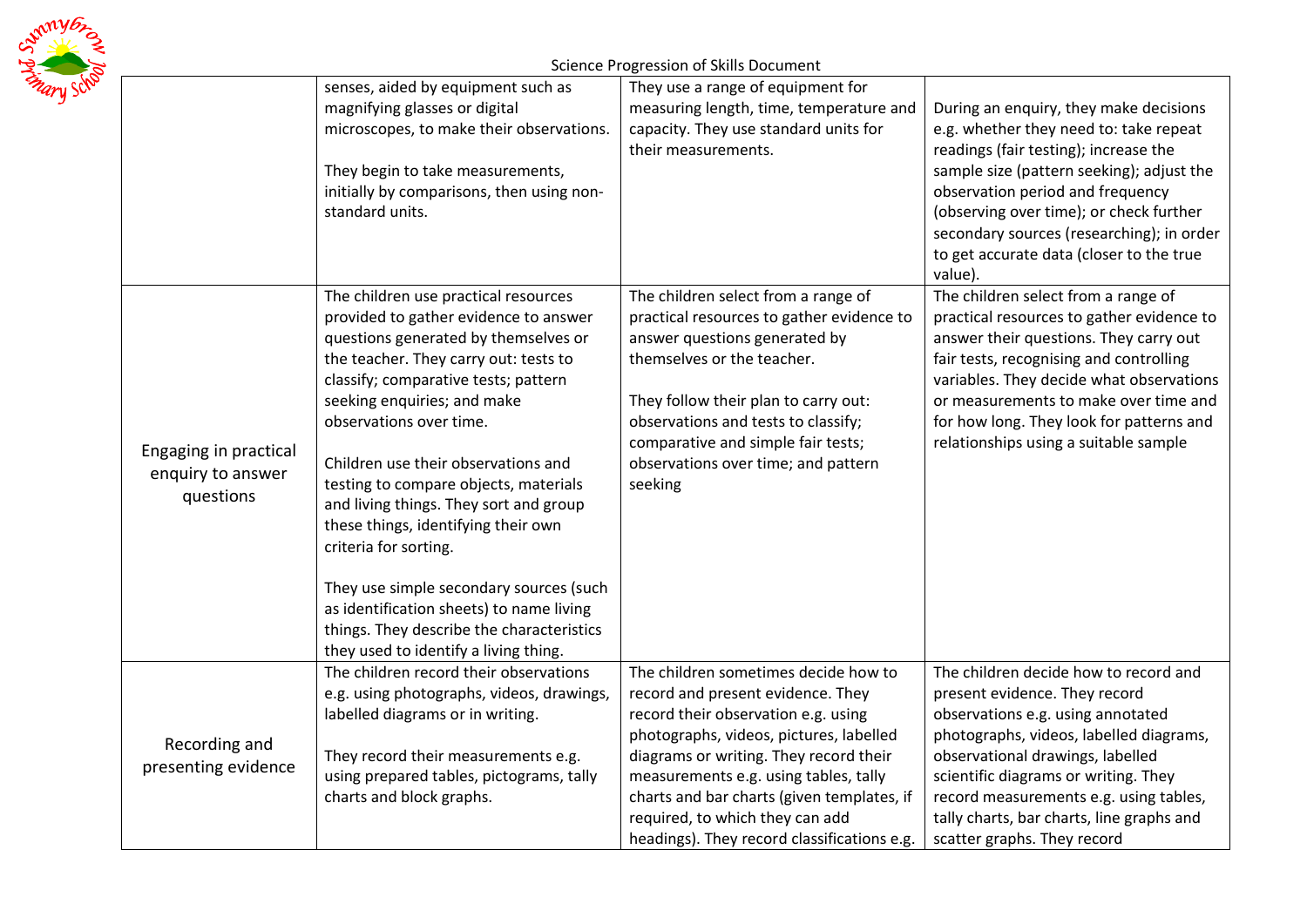| | | | |
|---|---|---|---|
| | senses, aided by equipment such as magnifying glasses or digital microscopes, to make their observations.<br><br>They begin to take measurements, initially by comparisons, then using non-standard units. | They use a range of equipment for measuring length, time, temperature and capacity. They use standard units for their measurements. | During an enquiry, they make decisions e.g. whether they need to: take repeat readings (fair testing); increase the sample size (pattern seeking); adjust the observation period and frequency (observing over time); or check further secondary sources (researching); in order to get accurate data (closer to the true value). |
| Engaging in practical enquiry to answer questions | The children use practical resources provided to gather evidence to answer questions generated by themselves or the teacher. They carry out: tests to classify; comparative tests; pattern seeking enquiries; and make observations over time.<br><br>Children use their observations and testing to compare objects, materials and living things. They sort and group these things, identifying their own criteria for sorting.<br><br>They use simple secondary sources (such as identification sheets) to name living things. They describe the characteristics they used to identify a living thing. | The children select from a range of practical resources to gather evidence to answer questions generated by themselves or the teacher.<br><br>They follow their plan to carry out: observations and tests to classify; comparative and simple fair tests; observations over time; and pattern seeking | The children select from a range of practical resources to gather evidence to answer their questions. They carry out fair tests, recognising and controlling variables. They decide what observations or measurements to make over time and for how long. They look for patterns and relationships using a suitable sample |
| Recording and presenting evidence | The children record their observations e.g. using photographs, videos, drawings, labelled diagrams or in writing.<br><br>They record their measurements e.g. using prepared tables, pictograms, tally charts and block graphs. | The children sometimes decide how to record and present evidence. They record their observation e.g. using photographs, videos, pictures, labelled diagrams or writing. They record their measurements e.g. using tables, tally charts and bar charts (given templates, if required, to which they can add headings). They record classifications e.g. | The children decide how to record and present evidence. They record observations e.g. using annotated photographs, videos, labelled diagrams, observational drawings, labelled scientific diagrams or writing. They record measurements e.g. using tables, tally charts, bar charts, line graphs and scatter graphs. They record |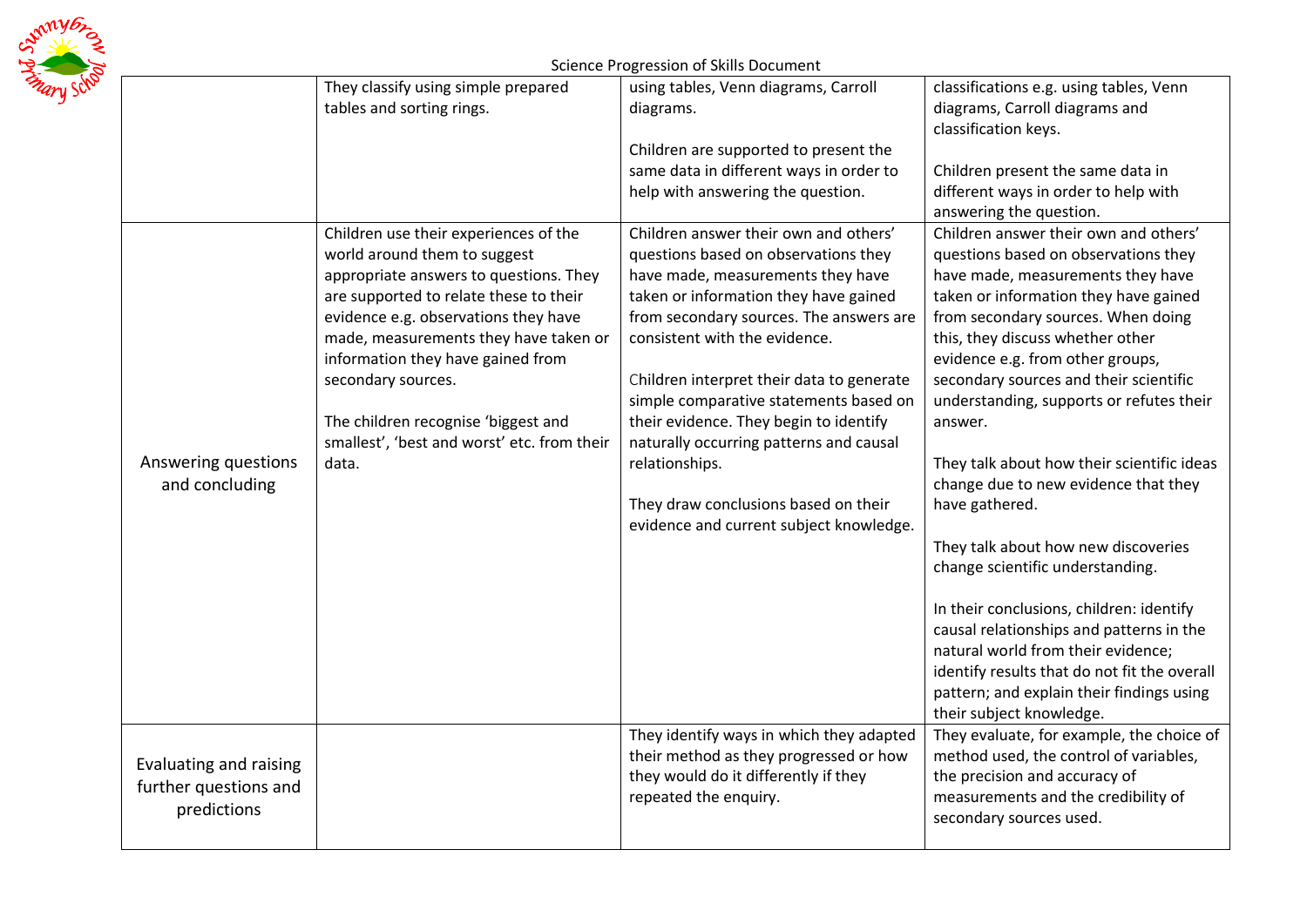| | | | |
|---|---|---|---|
| | They classify using simple prepared tables and sorting rings. | using tables, Venn diagrams, Carroll diagrams.<br><br>Children are supported to present the same data in different ways in order to help with answering the question. | classifications e.g. using tables, Venn diagrams, Carroll diagrams and classification keys.<br><br>Children present the same data in different ways in order to help with answering the question. |
| Answering questions and concluding | Children use their experiences of the world around them to suggest appropriate answers to questions. They are supported to relate these to their evidence e.g. observations they have made, measurements they have taken or information they have gained from secondary sources.<br><br>The children recognise 'biggest and smallest', 'best and worst' etc. from their data. | Children answer their own and others' questions based on observations they have made, measurements they have taken or information they have gained from secondary sources. The answers are consistent with the evidence.<br><br>Children interpret their data to generate simple comparative statements based on their evidence. They begin to identify naturally occurring patterns and causal relationships.<br><br>They draw conclusions based on their evidence and current subject knowledge. | Children answer their own and others' questions based on observations they have made, measurements they have taken or information they have gained from secondary sources. When doing this, they discuss whether other evidence e.g. from other groups, secondary sources and their scientific understanding, supports or refutes their answer.<br><br>They talk about how their scientific ideas change due to new evidence that they have gathered.<br><br>They talk about how new discoveries change scientific understanding.<br><br>In their conclusions, children: identify causal relationships and patterns in the natural world from their evidence; identify results that do not fit the overall pattern; and explain their findings using their subject knowledge. |
| Evaluating and raising further questions and predictions | | They identify ways in which they adapted their method as they progressed or how they would do it differently if they repeated the enquiry. | They evaluate, for example, the choice of method used, the control of variables, the precision and accuracy of measurements and the credibility of secondary sources used. |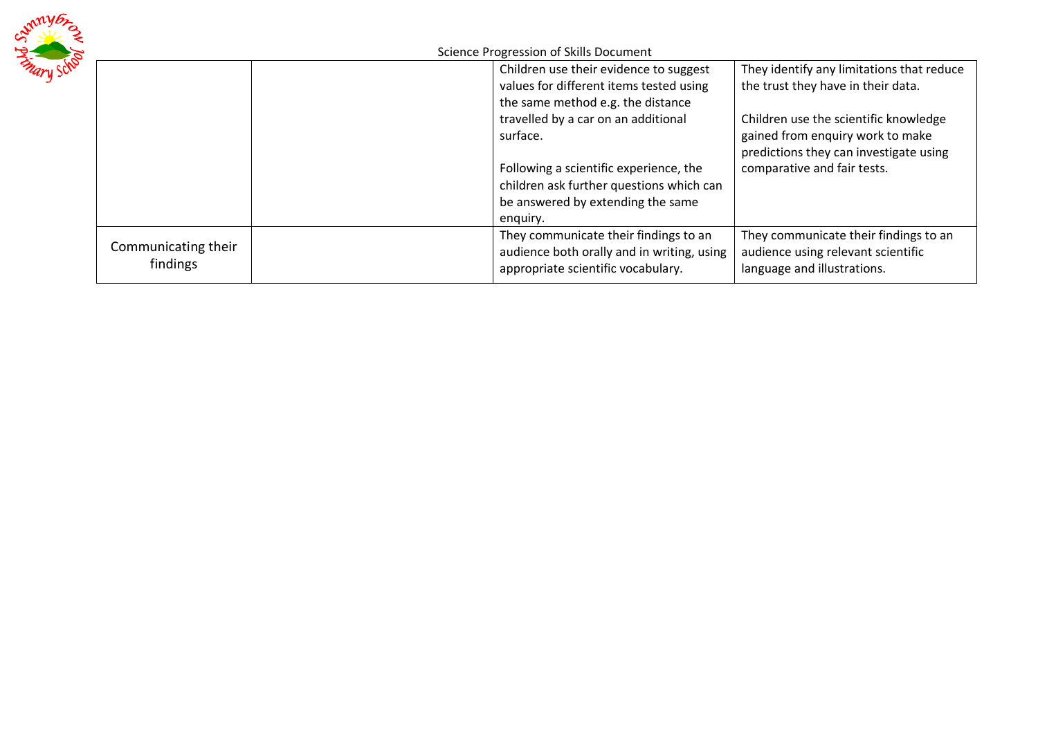| | | | |
|---|---|---|---|
| | | Children use their evidence to suggest values for different items tested using the same method e.g. the distance travelled by a car on an additional surface.<br><br>Following a scientific experience, the children ask further questions which can be answered by extending the same enquiry. | They identify any limitations that reduce the trust they have in their data.<br><br>Children use the scientific knowledge gained from enquiry work to make predictions they can investigate using comparative and fair tests. |
| Communicating their findings | | They communicate their findings to an audience both orally and in writing, using appropriate scientific vocabulary. | They communicate their findings to an audience using relevant scientific language and illustrations. |